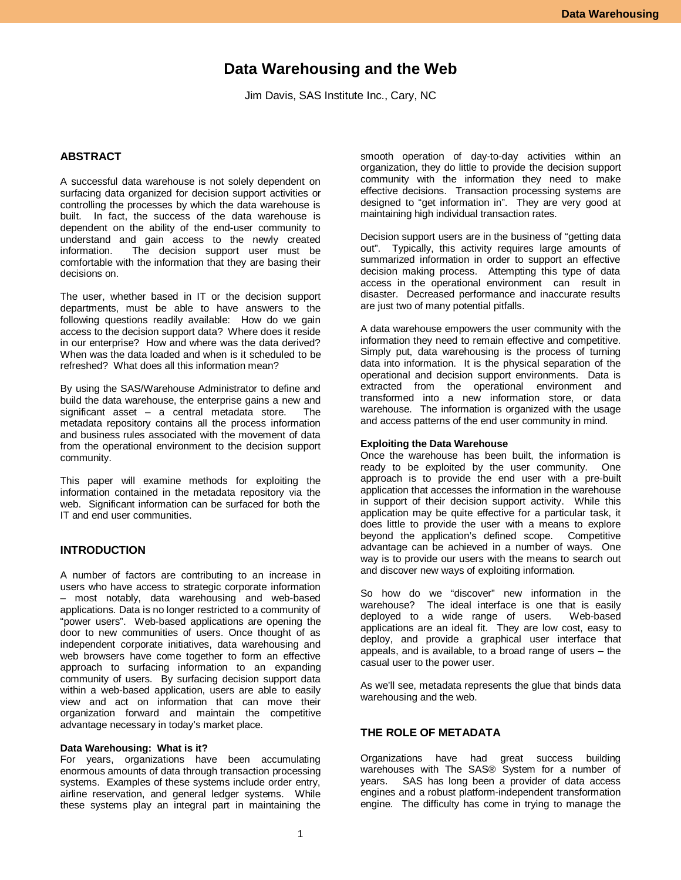# Data Warehousing and the Web

Jim Davis, SAS Institute Inc., Cary, NC

## ABSTRACT

A successful data warehouse is not solely dependent on surfacing data organized for decision support activities or controlling the processes by which the data warehouse is built. In fact, the success of the data warehouse is dependent on the ability of the end-user community to understand and gain access to the newly created information. The decision support user must be comfortable with the information that they are basing their decisions on.

The user, whether based in IT or the decision support departments, must be able to have answers to the following questions readily available: How do we gain access to the decision support data? Where does it reside in our enterprise? How and where was the data derived? When was the data loaded and when is it scheduled to be refreshed? What does all this information mean?

By using the SAS/Warehouse Administrator to define and build the data warehouse, the enterprise gains a new and significant asset – a central metadata store. The metadata repository contains all the process information and business rules associated with the movement of data from the operational environment to the decision support community.

This paper will examine methods for exploiting the information contained in the metadata repository via the web. Significant information can be surfaced for both the IT and end user communities.

## INTRODUCTION

A number of factors are contributing to an increase in users who have access to strategic corporate information – most notably, data warehousing and web-based applications. Data is no longer restricted to a community of "power users". Web-based applications are opening the door to new communities of users. Once thought of as independent corporate initiatives, data warehousing and web browsers have come together to form an effective approach to surfacing information to an expanding community of users. By surfacing decision support data within a web-based application, users are able to easily view and act on information that can move their organization forward and maintain the competitive advantage necessary in today's market place.

### Data Warehousing: What is it?

For years, organizations have been accumulating enormous amounts of data through transaction processing systems. Examples of these systems include order entry, airline reservation, and general ledger systems. While these systems play an integral part in maintaining the smooth operation of day-to-day activities within an organization, they do little to provide the decision support community with the information they need to make effective decisions. Transaction processing systems are designed to "get information in". They are very good at maintaining high individual transaction rates.

Decision support users are in the business of "getting data out". Typically, this activity requires large amounts of summarized information in order to support an effective decision making process. Attempting this type of data access in the operational environment can result in disaster. Decreased performance and inaccurate results are just two of many potential pitfalls.

A data warehouse empowers the user community with the information they need to remain effective and competitive. Simply put, data warehousing is the process of turning data into information. It is the physical separation of the operational and decision support environments. Data is extracted from the operational environment and transformed into a new information store, or data warehouse. The information is organized with the usage and access patterns of the end user community in mind.

### Exploiting the Data Warehouse

Once the warehouse has been built, the information is ready to be exploited by the user community. One approach is to provide the end user with a pre-built application that accesses the information in the warehouse in support of their decision support activity. While this application may be quite effective for a particular task, it does little to provide the user with a means to explore beyond the application's defined scope. Competitive advantage can be achieved in a number of ways. One way is to provide our users with the means to search out and discover new ways of exploiting information.

So how do we "discover" new information in the warehouse? The ideal interface is one that is easily deployed to a wide range of users. Web-based applications are an ideal fit. They are low cost, easy to deploy, and provide a graphical user interface that appeals, and is available, to a broad range of users – the casual user to the power user.

As we'll see, metadata represents the glue that binds data warehousing and the web.

## THE ROLE OF METADATA

Organizations have had great success building warehouses with The SAS® System for a number of years. SAS has long been a provider of data access engines and a robust platform-independent transformation engine. The difficulty has come in trying to manage the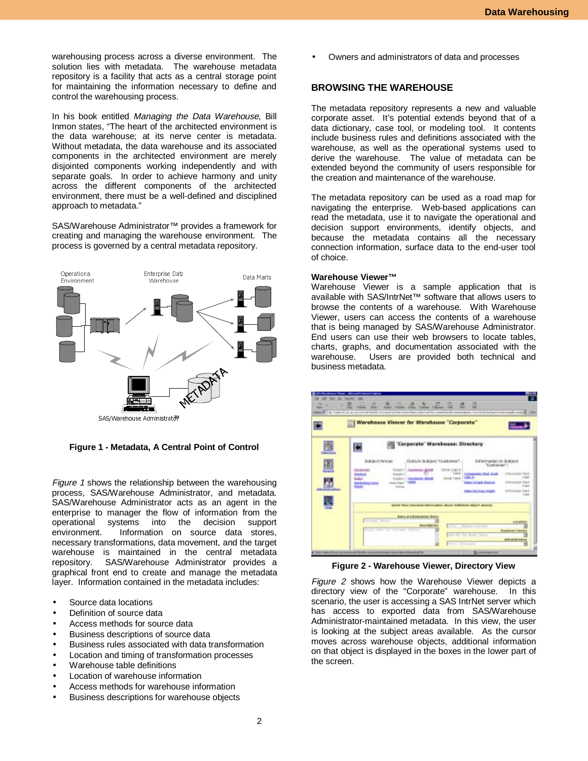warehousing process across a diverse environment. The solution lies with metadata. The warehouse metadata repository is a facility that acts as a central storage point for maintaining the information necessary to define and control the warehousing process.

In his book entitled *Managing the Data Warehouse*, Bill Inmon states, "The heart of the architected environment is the data warehouse; at its nerve center is metadata. Without metadata, the data warehouse and its associated components in the architected environment are merely disjointed components working independently and with separate goals. In order to achieve harmony and unity across the different components of the architected environment, there must be a well-defined and disciplined approach to metadata."

SAS/Warehouse Administrator™ provides a framework for creating and managing the warehouse environment. The process is governed by a central metadata repository.

**Figure 1 - Metadata, A Central Point of Control**

*Figure 1* shows the relationship between the warehousing process, SAS/Warehouse Administrator, and metadata. SAS/Warehouse Administrator acts as an agent in the enterprise to manager the flow of information from the operational systems into the decision support environment. Information on source data stores, necessary transformations, data movement, and the target warehouse is maintained in the central metadata repository. SAS/Warehouse Administrator provides a graphical front end to create and manage the metadata layer. Information contained in the metadata includes:

- Source data locations
- Definition of source data
- Access methods for source data
- Business descriptions of source data
- Business rules associated with data transformation
- Location and timing of transformation processes
- Warehouse table definitions
- Location of warehouse information
- Access methods for warehouse information
- Business descriptions for warehouse objects
- Owners and administrators of data and processes

## BROWSING THE WAREHOUSE

The metadata repository represents a new and valuable corporate asset. It's potential extends beyond that of a data dictionary, case tool, or modeling tool. It contents include business rules and definitions associated with the warehouse, as well as the operational systems used to derive the warehouse. The value of metadata can be extended beyond the community of users responsible for the creation and maintenance of the warehouse.

The metadata repository can be used as a road map for navigating the enterprise. Web-based applications can read the metadata, use it to navigate the operational and decision support environments, identify objects, and because the metadata contains all the necessary connection information, surface data to the end-user tool of choice.

### Warehouse Viewer™

Warehouse Viewer is a sample application that is available with SAS/IntrNet™ software that allows users to browse the contents of a warehouse. With Warehouse Viewer, users can access the contents of a warehouse that is being managed by SAS/Warehouse Administrator. End users can use their web browsers to locate tables, charts, graphs, and documentation associated with the warehouse. Users are provided both technical and business metadata.

**Figure 2 - Warehouse Viewer, Directory View**

*Figure 2* shows how the Warehouse Viewer depicts a directory view of the "Corporate" warehouse. In this scenario, the user is accessing a SAS IntrNet server which has access to exported data from SAS/Warehouse Administrator-maintained metadata. In this view, the user is looking at the subject areas available. As the cursor moves across warehouse objects, additional information on that object is displayed in the boxes in the lower part of the screen.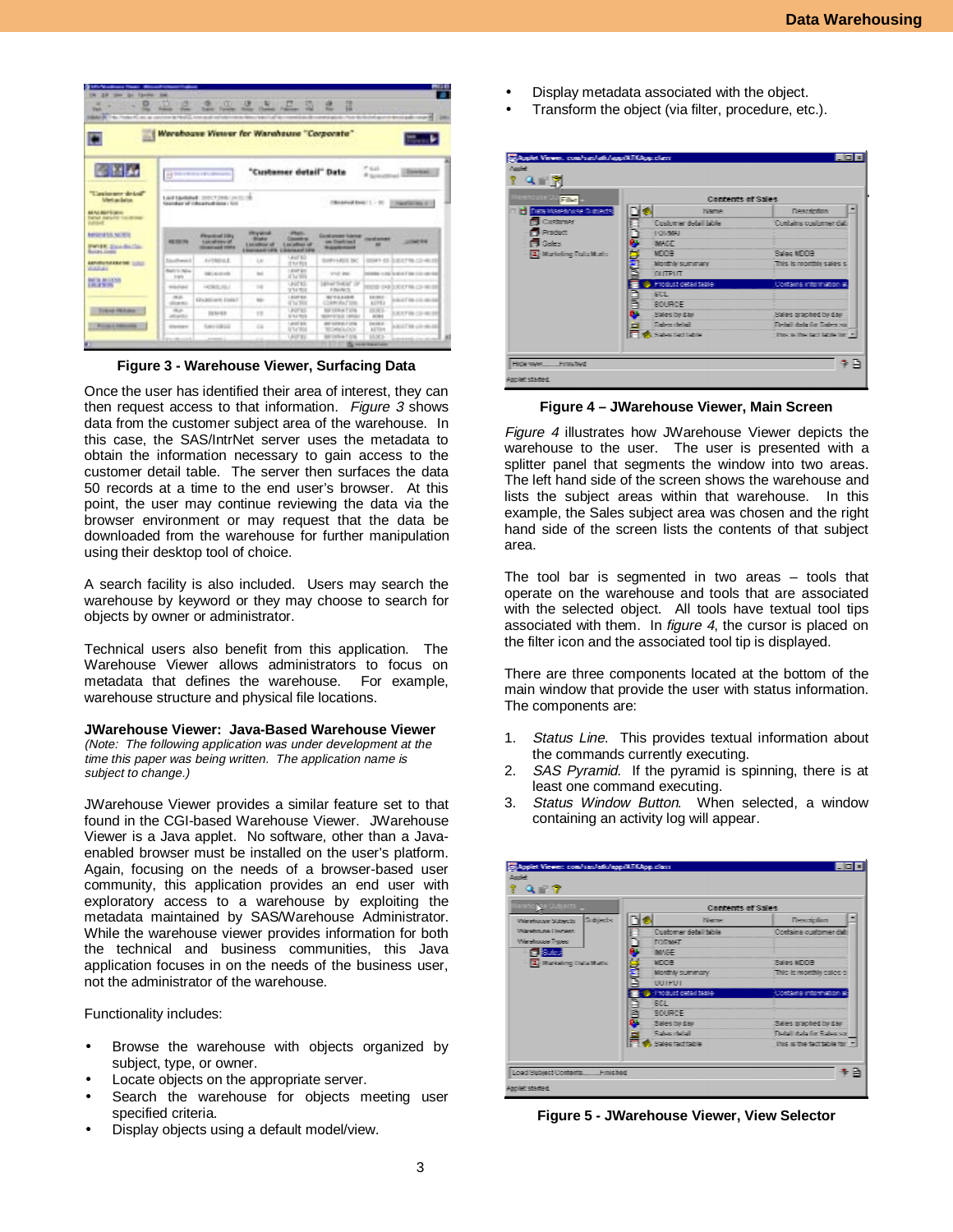Figure 3 - Warehouse Viewer, Surfacing Data

Once the user has identified their area of interest, they can then request access to that information. *Figure 3* shows data from the customer subject area of the warehouse. In this case, the SAS/IntrNet server uses the metadata to obtain the information necessary to gain access to the customer detail table. The server then surfaces the data 50 records at a time to the end user's browser. At this point, the user may continue reviewing the data via the browser environment or may request that the data be downloaded from the warehouse for further manipulation using their desktop tool of choice.

A search facility is also included. Users may search the warehouse by keyword or they may choose to search for objects by owner or administrator.

Technical users also benefit from this application. The Warehouse Viewer allows administrators to focus on metadata that defines the warehouse. For example, warehouse structure and physical file locations.

### JWarehouse Viewer: Java-Based Warehouse Viewer

*(Note: The following application was under development at the time this paper was being written. The application name is subject to change.)*

JWarehouse Viewer provides a similar feature set to that found in the CGI-based Warehouse Viewer. JWarehouse Viewer is a Java applet. No software, other than a Java-enabled browser must be installed on the user's platform. Again, focusing on the needs of a browser-based user community, this application provides an end user with exploratory access to a warehouse by exploiting the metadata maintained by SAS/Warehouse Administrator. While the warehouse viewer provides information for both the technical and business communities, this Java application focuses in on the needs of the business user, not the administrator of the warehouse.

Functionality includes:

- Browse the warehouse with objects organized by subject, type, or owner.
- Locate objects on the appropriate server.
- Search the warehouse for objects meeting user specified criteria.
- Display objects using a default model/view.
- Display metadata associated with the object.
- Transform the object (via filter, procedure, etc.).

Figure 4 – JWarehouse Viewer, Main Screen

*Figure 4* illustrates how JWarehouse Viewer depicts the warehouse to the user. The user is presented with a splitter panel that segments the window into two areas. The left hand side of the screen shows the warehouse and lists the subject areas within that warehouse. In this example, the Sales subject area was chosen and the right hand side of the screen lists the contents of that subject area.

The tool bar is segmented in two areas – tools that operate on the warehouse and tools that are associated with the selected object. All tools have textual tool tips associated with them. In *figure 4*, the cursor is placed on the filter icon and the associated tool tip is displayed.

There are three components located at the bottom of the main window that provide the user with status information. The components are:

1. *Status Line*. This provides textual information about the commands currently executing.
2. *SAS Pyramid*. If the pyramid is spinning, there is at least one command executing.
3. *Status Window Button*. When selected, a window containing an activity log will appear.

Figure 5 - JWarehouse Viewer, View Selector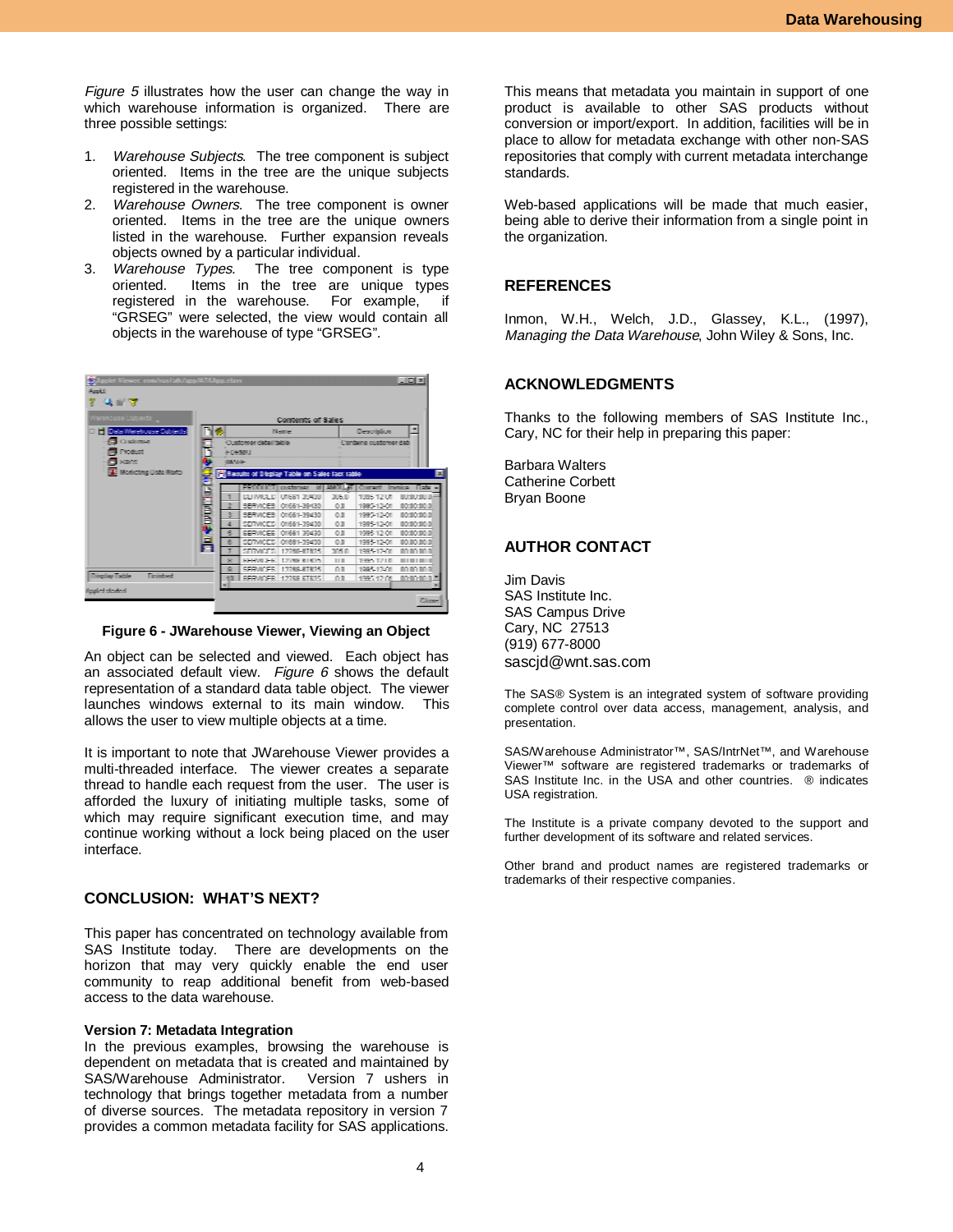*Figure 5* illustrates how the user can change the way in which warehouse information is organized. There are three possible settings:

1. *Warehouse Subjects*. The tree component is subject oriented. Items in the tree are the unique subjects registered in the warehouse.
2. *Warehouse Owners*. The tree component is owner oriented. Items in the tree are the unique owners listed in the warehouse. Further expansion reveals objects owned by a particular individual.
3. *Warehouse Types*. The tree component is type oriented. Items in the tree are unique types registered in the warehouse. For example, if "GRSEG" were selected, the view would contain all objects in the warehouse of type "GRSEG".

**Figure 6 - JWarehouse Viewer, Viewing an Object**

An object can be selected and viewed. Each object has an associated default view. *Figure 6* shows the default representation of a standard data table object. The viewer launches windows external to its main window. This allows the user to view multiple objects at a time.

It is important to note that JWarehouse Viewer provides a multi-threaded interface. The viewer creates a separate thread to handle each request from the user. The user is afforded the luxury of initiating multiple tasks, some of which may require significant execution time, and may continue working without a lock being placed on the user interface.

## CONCLUSION: WHAT'S NEXT?

This paper has concentrated on technology available from SAS Institute today. There are developments on the horizon that may very quickly enable the end user community to reap additional benefit from web-based access to the data warehouse.

### Version 7: Metadata Integration

In the previous examples, browsing the warehouse is dependent on metadata that is created and maintained by SAS/Warehouse Administrator. Version 7 ushers in technology that brings together metadata from a number of diverse sources. The metadata repository in version 7 provides a common metadata facility for SAS applications. This means that metadata you maintain in support of one product is available to other SAS products without conversion or import/export. In addition, facilities will be in place to allow for metadata exchange with other non-SAS repositories that comply with current metadata interchange standards.

Web-based applications will be made that much easier, being able to derive their information from a single point in the organization.

## REFERENCES

Inmon, W.H., Welch, J.D., Glassey, K.L., (1997), *Managing the Data Warehouse*, John Wiley & Sons, Inc.

## ACKNOWLEDGMENTS

Thanks to the following members of SAS Institute Inc., Cary, NC for their help in preparing this paper:

Barbara Walters
Catherine Corbett
Bryan Boone

## AUTHOR CONTACT

Jim Davis
SAS Institute Inc.
SAS Campus Drive
Cary, NC 27513
(919) 677-8000
sascjd@wnt.sas.com

The SAS® System is an integrated system of software providing complete control over data access, management, analysis, and presentation.

SAS/Warehouse Administrator™, SAS/IntrNet™, and Warehouse Viewer™ software are registered trademarks or trademarks of SAS Institute Inc. in the USA and other countries. ® indicates USA registration.

The Institute is a private company devoted to the support and further development of its software and related services.

Other brand and product names are registered trademarks or trademarks of their respective companies.